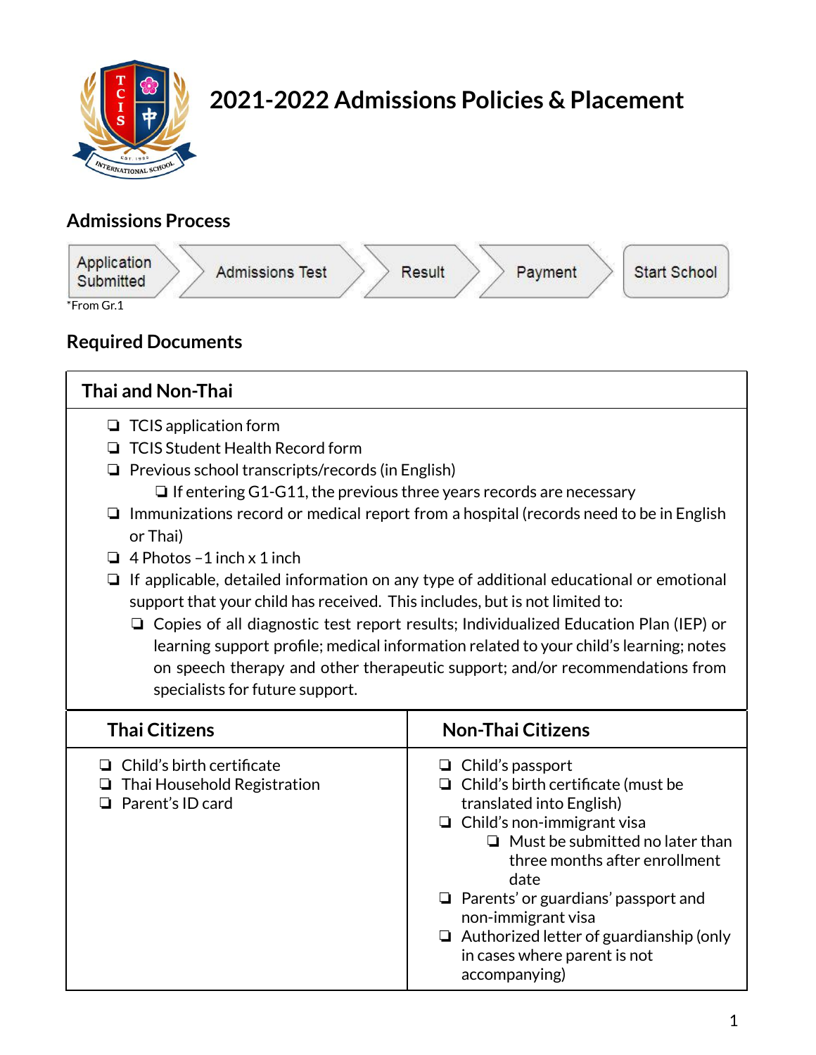# 2021-2022 Admissions Policies & Placement

## Admissions Process

Application Submitted → Admissions Test → Result → Payment → Start School

*From Gr.1

## Required Documents

### Thai and Non-Thai

- ❏ TCIS application form
- ❏ TCIS Student Health Record form
- ❏ Previous school transcripts/records (in English)
  - ❏ If entering G1-G11, the previous three years records are necessary
- ❏ Immunizations record or medical report from a hospital (records need to be in English or Thai)
- ❏ 4 Photos –1 inch x 1 inch
- ❏ If applicable, detailed information on any type of additional educational or emotional support that your child has received. This includes, but is not limited to:
  - ❏ Copies of all diagnostic test report results; Individualized Education Plan (IEP) or learning support profile; medical information related to your child's learning; notes on speech therapy and other therapeutic support; and/or recommendations from specialists for future support.

| Thai Citizens | Non-Thai Citizens |
|---|---|
| ❏ Child's birth certificate<br>❏ Thai Household Registration<br>❏ Parent's ID card | ❏ Child's passport<br>❏ Child's birth certificate (must be translated into English)<br>❏ Child's non-immigrant visa<br>&nbsp;&nbsp;&nbsp;&nbsp;❏ Must be submitted no later than three months after enrollment date<br>❏ Parents' or guardians' passport and non-immigrant visa<br>❏ Authorized letter of guardianship (only in cases where parent is not accompanying) |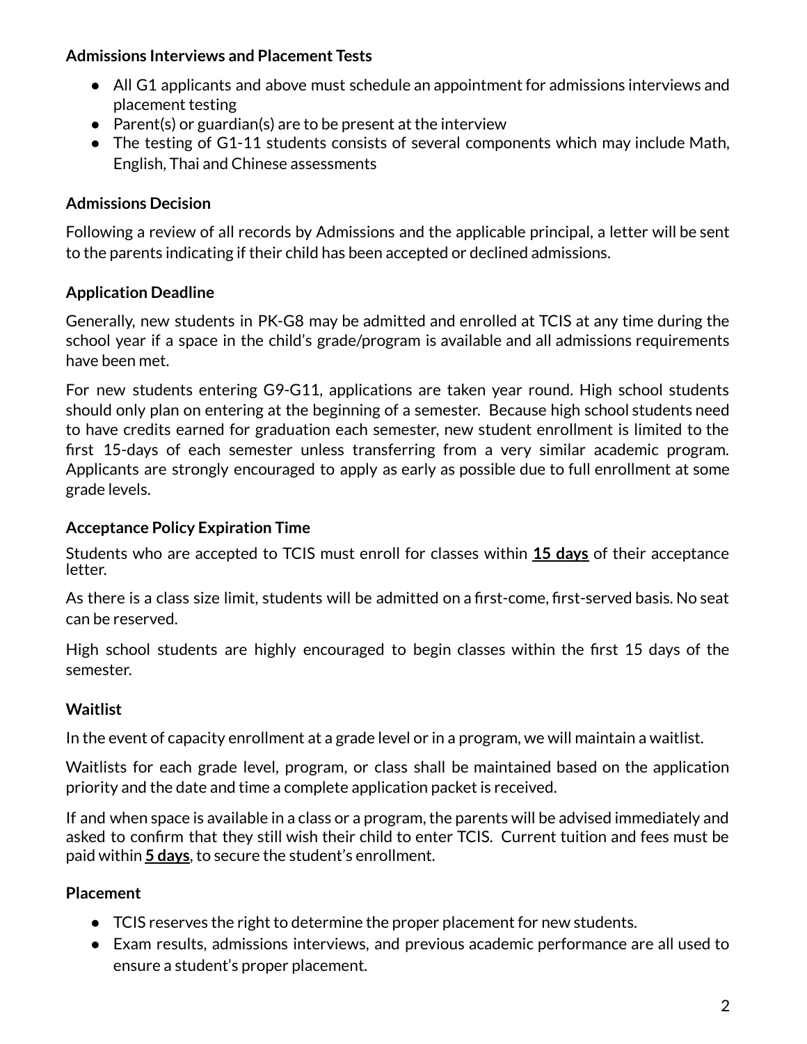**Admissions Interviews and Placement Tests**

- All G1 applicants and above must schedule an appointment for admissions interviews and placement testing
- Parent(s) or guardian(s) are to be present at the interview
- The testing of G1-11 students consists of several components which may include Math, English, Thai and Chinese assessments

**Admissions Decision**

Following a review of all records by Admissions and the applicable principal, a letter will be sent to the parents indicating if their child has been accepted or declined admissions.

**Application Deadline**

Generally, new students in PK-G8 may be admitted and enrolled at TCIS at any time during the school year if a space in the child's grade/program is available and all admissions requirements have been met.

For new students entering G9-G11, applications are taken year round. High school students should only plan on entering at the beginning of a semester. Because high school students need to have credits earned for graduation each semester, new student enrollment is limited to the first 15-days of each semester unless transferring from a very similar academic program. Applicants are strongly encouraged to apply as early as possible due to full enrollment at some grade levels.

**Acceptance Policy Expiration Time**

Students who are accepted to TCIS must enroll for classes within **15 days** of their acceptance letter.

As there is a class size limit, students will be admitted on a first-come, first-served basis. No seat can be reserved.

High school students are highly encouraged to begin classes within the first 15 days of the semester.

**Waitlist**

In the event of capacity enrollment at a grade level or in a program, we will maintain a waitlist.

Waitlists for each grade level, program, or class shall be maintained based on the application priority and the date and time a complete application packet is received.

If and when space is available in a class or a program, the parents will be advised immediately and asked to confirm that they still wish their child to enter TCIS. Current tuition and fees must be paid within **5 days**, to secure the student's enrollment.

**Placement**

- TCIS reserves the right to determine the proper placement for new students.
- Exam results, admissions interviews, and previous academic performance are all used to ensure a student's proper placement.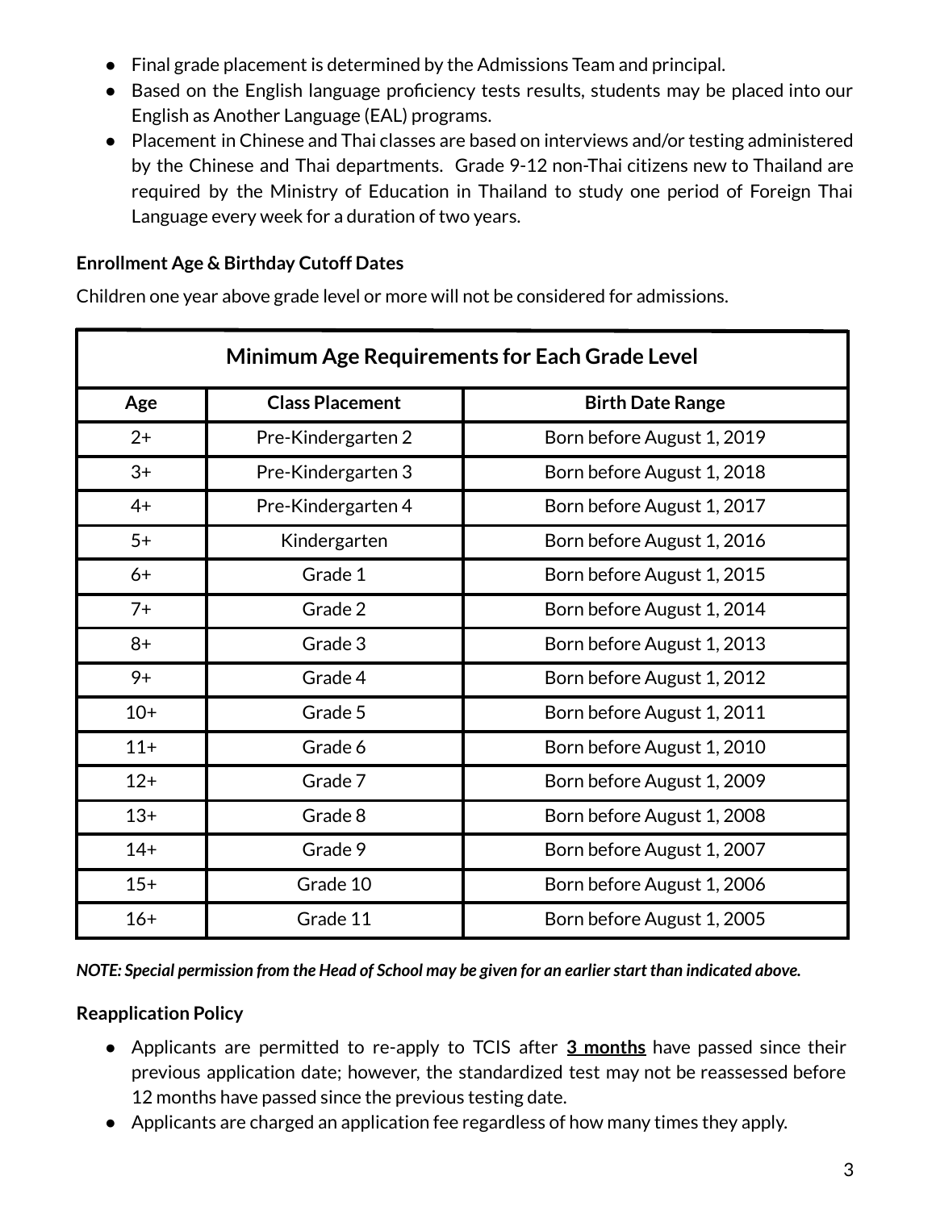- Final grade placement is determined by the Admissions Team and principal.
- Based on the English language proficiency tests results, students may be placed into our English as Another Language (EAL) programs.
- Placement in Chinese and Thai classes are based on interviews and/or testing administered by the Chinese and Thai departments. Grade 9-12 non-Thai citizens new to Thailand are required by the Ministry of Education in Thailand to study one period of Foreign Thai Language every week for a duration of two years.

**Enrollment Age & Birthday Cutoff Dates**

Children one year above grade level or more will not be considered for admissions.

| Minimum Age Requirements for Each Grade Level | | |
|---|---|---|
| **Age** | **Class Placement** | **Birth Date Range** |
| 2+ | Pre-Kindergarten 2 | Born before August 1, 2019 |
| 3+ | Pre-Kindergarten 3 | Born before August 1, 2018 |
| 4+ | Pre-Kindergarten 4 | Born before August 1, 2017 |
| 5+ | Kindergarten | Born before August 1, 2016 |
| 6+ | Grade 1 | Born before August 1, 2015 |
| 7+ | Grade 2 | Born before August 1, 2014 |
| 8+ | Grade 3 | Born before August 1, 2013 |
| 9+ | Grade 4 | Born before August 1, 2012 |
| 10+ | Grade 5 | Born before August 1, 2011 |
| 11+ | Grade 6 | Born before August 1, 2010 |
| 12+ | Grade 7 | Born before August 1, 2009 |
| 13+ | Grade 8 | Born before August 1, 2008 |
| 14+ | Grade 9 | Born before August 1, 2007 |
| 15+ | Grade 10 | Born before August 1, 2006 |
| 16+ | Grade 11 | Born before August 1, 2005 |

***NOTE: Special permission from the Head of School may be given for an earlier start than indicated above.***

**Reapplication Policy**

- Applicants are permitted to re-apply to TCIS after **3 months** have passed since their previous application date; however, the standardized test may not be reassessed before 12 months have passed since the previous testing date.
- Applicants are charged an application fee regardless of how many times they apply.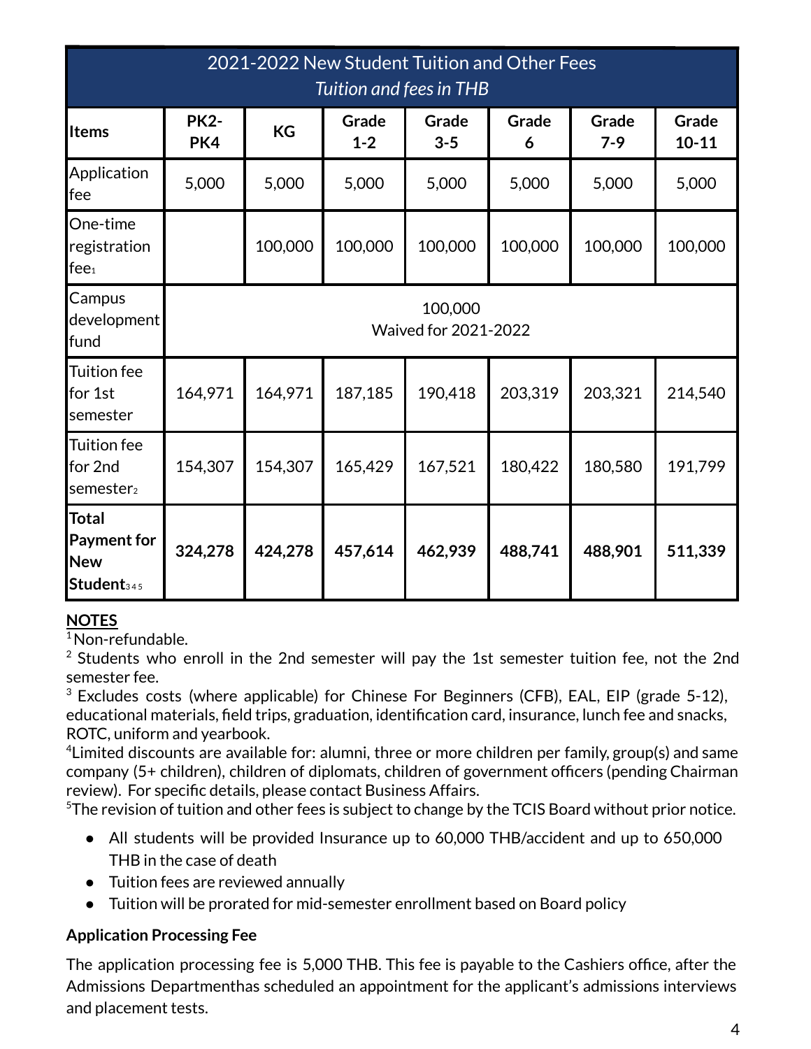| 2021-2022 New Student Tuition and Other Fees<br>*Tuition and fees in THB* | | | | | | | |
|---|---|---|---|---|---|---|---|
| **Items** | **PK2-PK4** | **KG** | **Grade 1-2** | **Grade 3-5** | **Grade 6** | **Grade 7-9** | **Grade 10-11** |
| Application fee | 5,000 | 5,000 | 5,000 | 5,000 | 5,000 | 5,000 | 5,000 |
| One-time registration fee[1] | | 100,000 | 100,000 | 100,000 | 100,000 | 100,000 | 100,000 |
| Campus development fund | 100,000<br>Waived for 2021-2022 | | | | | | |
| Tuition fee for 1st semester | 164,971 | 164,971 | 187,185 | 190,418 | 203,319 | 203,321 | 214,540 |
| Tuition fee for 2nd semester[2] | 154,307 | 154,307 | 165,429 | 167,521 | 180,422 | 180,580 | 191,799 |
| **Total Payment for New Student**[3,4,5] | **324,278** | **424,278** | **457,614** | **462,939** | **488,741** | **488,901** | **511,339** |

**NOTES**

[1] Non-refundable.

[2] Students who enroll in the 2nd semester will pay the 1st semester tuition fee, not the 2nd semester fee.

[3] Excludes costs (where applicable) for Chinese For Beginners (CFB), EAL, EIP (grade 5-12), educational materials, field trips, graduation, identification card, insurance, lunch fee and snacks, ROTC, uniform and yearbook.

[4] Limited discounts are available for: alumni, three or more children per family, group(s) and same company (5+ children), children of diplomats, children of government officers (pending Chairman review). For specific details, please contact Business Affairs.

[5] The revision of tuition and other fees is subject to change by the TCIS Board without prior notice.

- All students will be provided Insurance up to 60,000 THB/accident and up to 650,000 THB in the case of death
- Tuition fees are reviewed annually
- Tuition will be prorated for mid-semester enrollment based on Board policy

**Application Processing Fee**

The application processing fee is 5,000 THB. This fee is payable to the Cashiers office, after the Admissions Departmenthas scheduled an appointment for the applicant's admissions interviews and placement tests.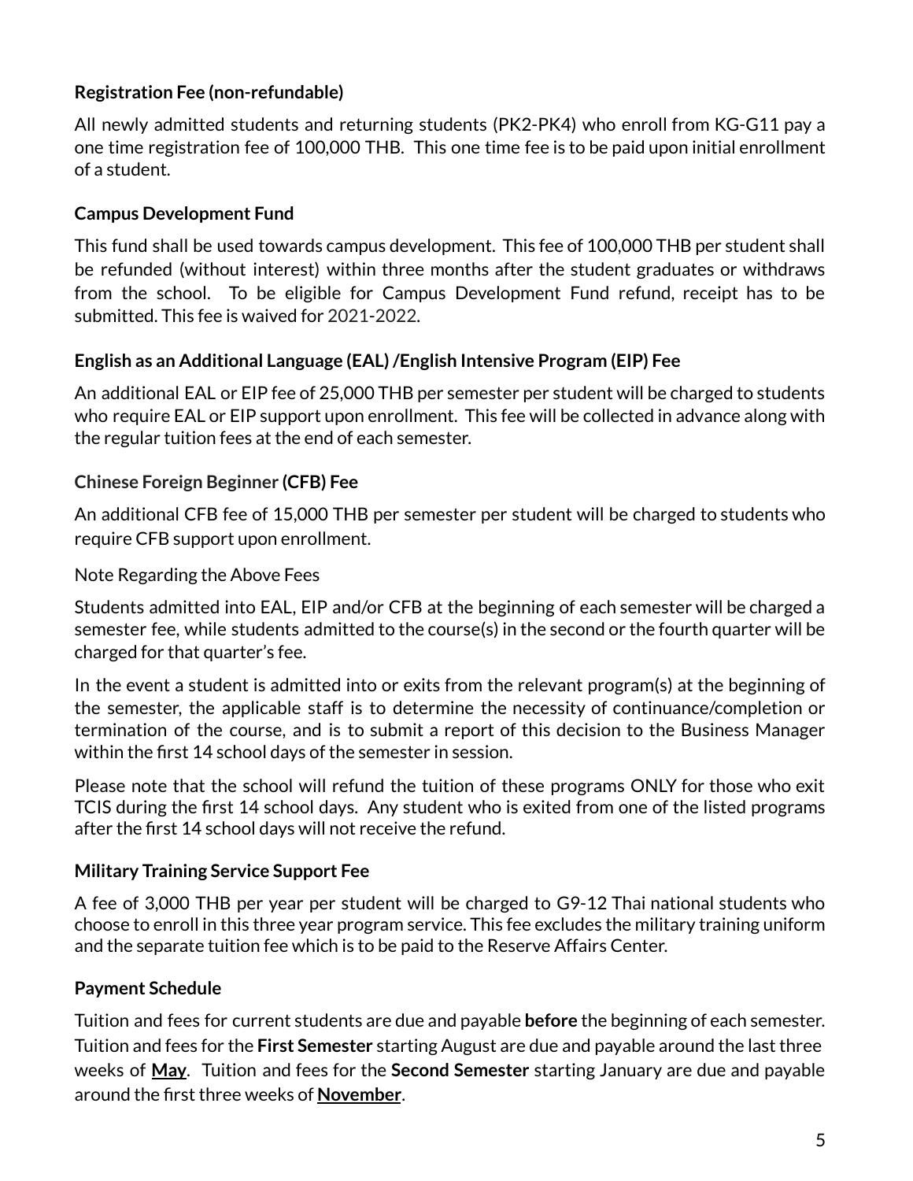**Registration Fee (non-refundable)**

All newly admitted students and returning students (PK2-PK4) who enroll from KG-G11 pay a one time registration fee of 100,000 THB. This one time fee is to be paid upon initial enrollment of a student.

**Campus Development Fund**

This fund shall be used towards campus development. This fee of 100,000 THB per student shall be refunded (without interest) within three months after the student graduates or withdraws from the school. To be eligible for Campus Development Fund refund, receipt has to be submitted. This fee is waived for 2021-2022.

**English as an Additional Language (EAL) /English Intensive Program (EIP) Fee**

An additional EAL or EIP fee of 25,000 THB per semester per student will be charged to students who require EAL or EIP support upon enrollment. This fee will be collected in advance along with the regular tuition fees at the end of each semester.

**Chinese Foreign Beginner (CFB) Fee**

An additional CFB fee of 15,000 THB per semester per student will be charged to students who require CFB support upon enrollment.

Note Regarding the Above Fees

Students admitted into EAL, EIP and/or CFB at the beginning of each semester will be charged a semester fee, while students admitted to the course(s) in the second or the fourth quarter will be charged for that quarter's fee.

In the event a student is admitted into or exits from the relevant program(s) at the beginning of the semester, the applicable staff is to determine the necessity of continuance/completion or termination of the course, and is to submit a report of this decision to the Business Manager within the first 14 school days of the semester in session.

Please note that the school will refund the tuition of these programs ONLY for those who exit TCIS during the first 14 school days. Any student who is exited from one of the listed programs after the first 14 school days will not receive the refund.

**Military Training Service Support Fee**

A fee of 3,000 THB per year per student will be charged to G9-12 Thai national students who choose to enroll in this three year program service. This fee excludes the military training uniform and the separate tuition fee which is to be paid to the Reserve Affairs Center.

**Payment Schedule**

Tuition and fees for current students are due and payable **before** the beginning of each semester. Tuition and fees for the **First Semester** starting August are due and payable around the last three weeks of **<u>May</u>**. Tuition and fees for the **Second Semester** starting January are due and payable around the first three weeks of **<u>November</u>**.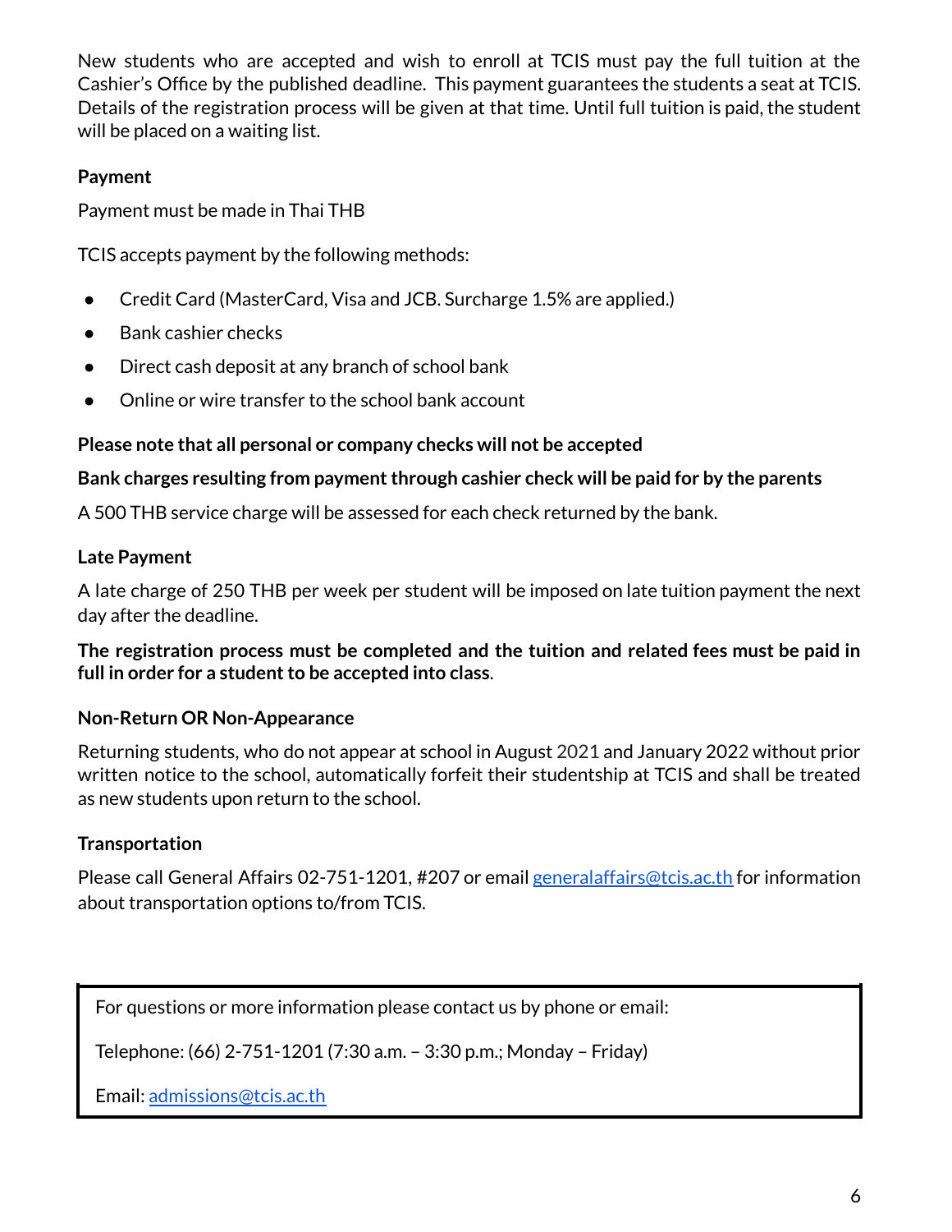New students who are accepted and wish to enroll at TCIS must pay the full tuition at the Cashier's Office by the published deadline. This payment guarantees the students a seat at TCIS. Details of the registration process will be given at that time. Until full tuition is paid, the student will be placed on a waiting list.

**Payment**

Payment must be made in Thai THB

TCIS accepts payment by the following methods:

- Credit Card (MasterCard, Visa and JCB. Surcharge 1.5% are applied.)
- Bank cashier checks
- Direct cash deposit at any branch of school bank
- Online or wire transfer to the school bank account

**Please note that all personal or company checks will not be accepted**

**Bank charges resulting from payment through cashier check will be paid for by the parents**

A 500 THB service charge will be assessed for each check returned by the bank.

**Late Payment**

A late charge of 250 THB per week per student will be imposed on late tuition payment the next day after the deadline.

**The registration process must be completed and the tuition and related fees must be paid in full in order for a student to be accepted into class**.

**Non-Return OR Non-Appearance**

Returning students, who do not appear at school in August 2021 and January 2022 without prior written notice to the school, automatically forfeit their studentship at TCIS and shall be treated as new students upon return to the school.

**Transportation**

Please call General Affairs 02-751-1201, #207 or email generalaffairs@tcis.ac.th for information about transportation options to/from TCIS.

For questions or more information please contact us by phone or email:

Telephone: (66) 2-751-1201 (7:30 a.m. – 3:30 p.m.; Monday – Friday)

Email: admissions@tcis.ac.th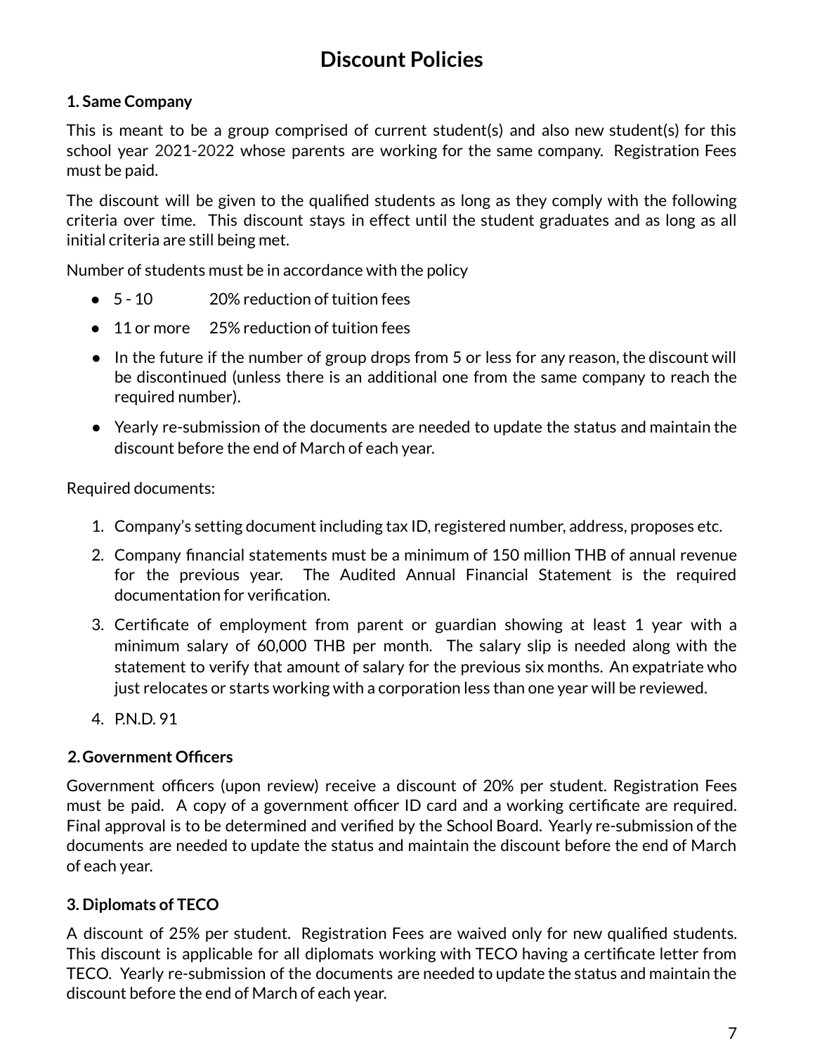# Discount Policies

**1. Same Company**

This is meant to be a group comprised of current student(s) and also new student(s) for this school year 2021-2022 whose parents are working for the same company. Registration Fees must be paid.

The discount will be given to the qualified students as long as they comply with the following criteria over time. This discount stays in effect until the student graduates and as long as all initial criteria are still being met.

Number of students must be in accordance with the policy

- 5 - 10 20% reduction of tuition fees
- 11 or more 25% reduction of tuition fees
- In the future if the number of group drops from 5 or less for any reason, the discount will be discontinued (unless there is an additional one from the same company to reach the required number).
- Yearly re-submission of the documents are needed to update the status and maintain the discount before the end of March of each year.

Required documents:

1. Company's setting document including tax ID, registered number, address, proposes etc.
2. Company financial statements must be a minimum of 150 million THB of annual revenue for the previous year. The Audited Annual Financial Statement is the required documentation for verification.
3. Certificate of employment from parent or guardian showing at least 1 year with a minimum salary of 60,000 THB per month. The salary slip is needed along with the statement to verify that amount of salary for the previous six months. An expatriate who just relocates or starts working with a corporation less than one year will be reviewed.
4. P.N.D. 91

**2. Government Officers**

Government officers (upon review) receive a discount of 20% per student. Registration Fees must be paid. A copy of a government officer ID card and a working certificate are required. Final approval is to be determined and verified by the School Board. Yearly re-submission of the documents are needed to update the status and maintain the discount before the end of March of each year.

**3. Diplomats of TECO**

A discount of 25% per student. Registration Fees are waived only for new qualified students. This discount is applicable for all diplomats working with TECO having a certificate letter from TECO. Yearly re-submission of the documents are needed to update the status and maintain the discount before the end of March of each year.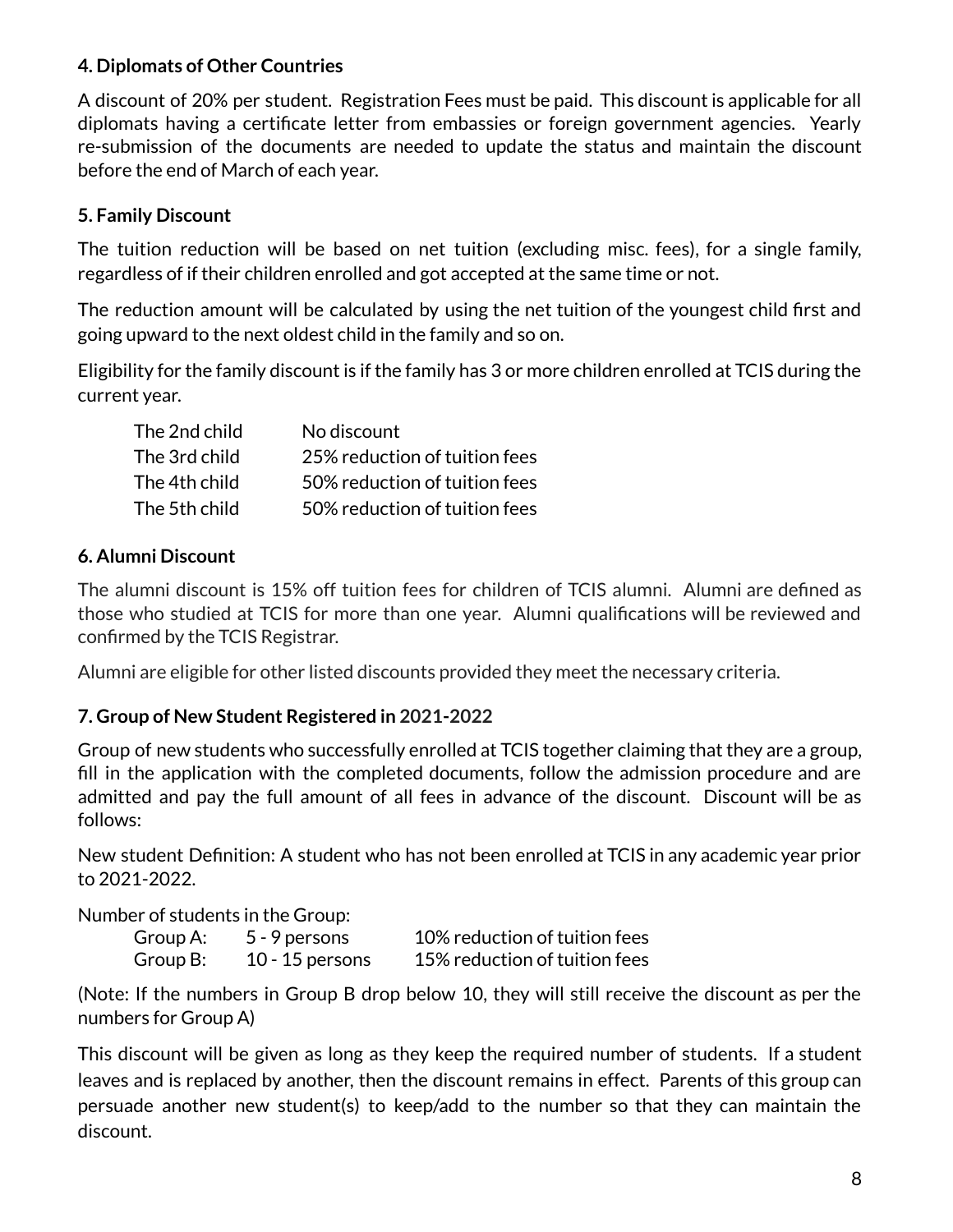**4. Diplomats of Other Countries**

A discount of 20% per student. Registration Fees must be paid. This discount is applicable for all diplomats having a certificate letter from embassies or foreign government agencies. Yearly re-submission of the documents are needed to update the status and maintain the discount before the end of March of each year.

**5. Family Discount**

The tuition reduction will be based on net tuition (excluding misc. fees), for a single family, regardless of if their children enrolled and got accepted at the same time or not.

The reduction amount will be calculated by using the net tuition of the youngest child first and going upward to the next oldest child in the family and so on.

Eligibility for the family discount is if the family has 3 or more children enrolled at TCIS during the current year.

| | |
|---|---|
| The 2nd child | No discount |
| The 3rd child | 25% reduction of tuition fees |
| The 4th child | 50% reduction of tuition fees |
| The 5th child | 50% reduction of tuition fees |

**6. Alumni Discount**

The alumni discount is 15% off tuition fees for children of TCIS alumni. Alumni are defined as those who studied at TCIS for more than one year. Alumni qualifications will be reviewed and confirmed by the TCIS Registrar.

Alumni are eligible for other listed discounts provided they meet the necessary criteria.

**7. Group of New Student Registered in 2021-2022**

Group of new students who successfully enrolled at TCIS together claiming that they are a group, fill in the application with the completed documents, follow the admission procedure and are admitted and pay the full amount of all fees in advance of the discount. Discount will be as follows:

New student Definition: A student who has not been enrolled at TCIS in any academic year prior to 2021-2022.

Number of students in the Group:

| | | |
|---|---|---|
| Group A: | 5 - 9 persons | 10% reduction of tuition fees |
| Group B: | 10 - 15 persons | 15% reduction of tuition fees |

(Note: If the numbers in Group B drop below 10, they will still receive the discount as per the numbers for Group A)

This discount will be given as long as they keep the required number of students. If a student leaves and is replaced by another, then the discount remains in effect. Parents of this group can persuade another new student(s) to keep/add to the number so that they can maintain the discount.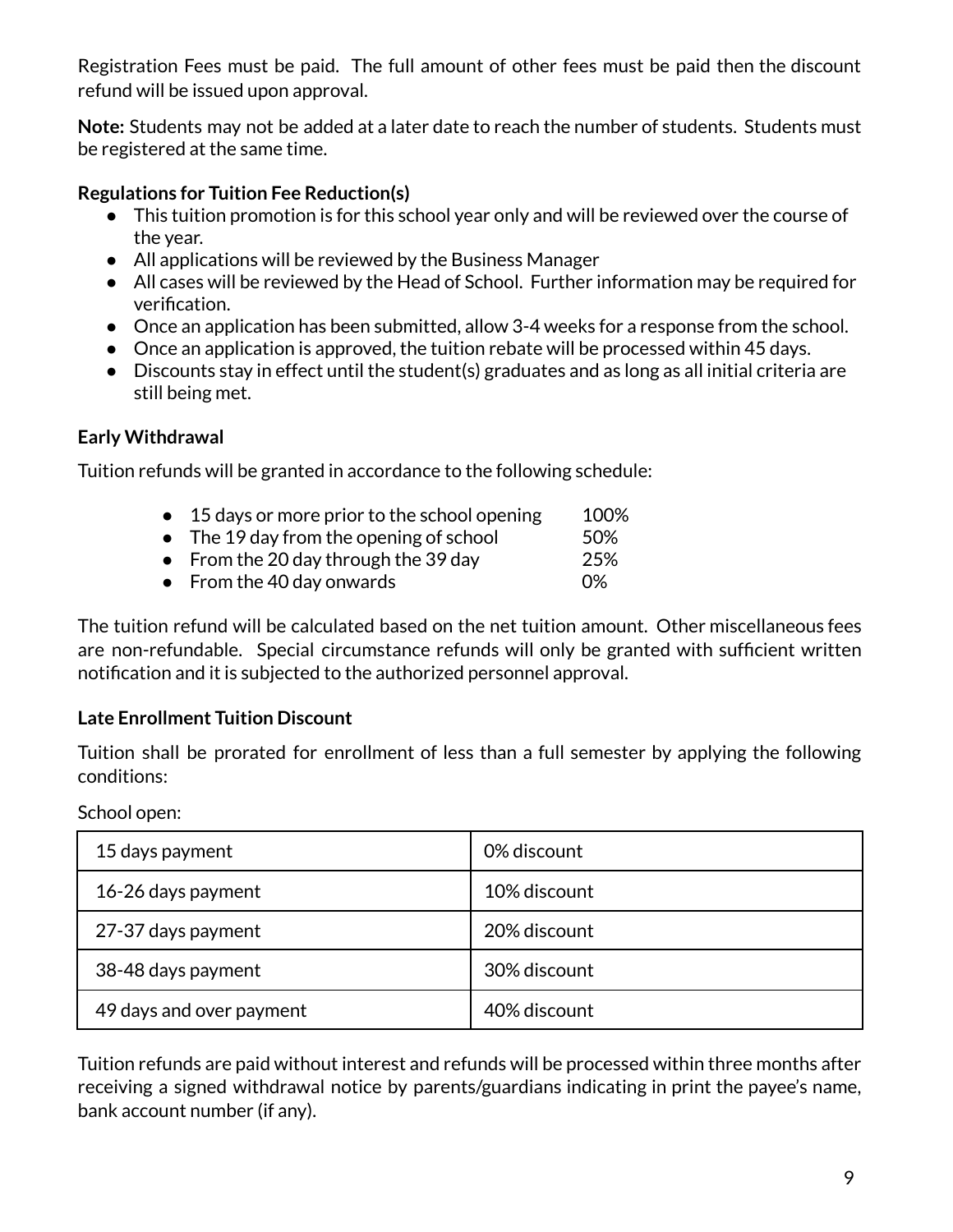Registration Fees must be paid. The full amount of other fees must be paid then the discount refund will be issued upon approval.

**Note:** Students may not be added at a later date to reach the number of students. Students must be registered at the same time.

**Regulations for Tuition Fee Reduction(s)**

- This tuition promotion is for this school year only and will be reviewed over the course of the year.
- All applications will be reviewed by the Business Manager
- All cases will be reviewed by the Head of School. Further information may be required for verification.
- Once an application has been submitted, allow 3-4 weeks for a response from the school.
- Once an application is approved, the tuition rebate will be processed within 45 days.
- Discounts stay in effect until the student(s) graduates and as long as all initial criteria are still being met.

**Early Withdrawal**

Tuition refunds will be granted in accordance to the following schedule:

- 15 days or more prior to the school opening 100%
- The 19 day from the opening of school 50%
- From the 20 day through the 39 day 25%
- From the 40 day onwards 0%

The tuition refund will be calculated based on the net tuition amount. Other miscellaneous fees are non-refundable. Special circumstance refunds will only be granted with sufficient written notification and it is subjected to the authorized personnel approval.

**Late Enrollment Tuition Discount**

Tuition shall be prorated for enrollment of less than a full semester by applying the following conditions:

School open:

| | |
|---|---|
| 15 days payment | 0% discount |
| 16-26 days payment | 10% discount |
| 27-37 days payment | 20% discount |
| 38-48 days payment | 30% discount |
| 49 days and over payment | 40% discount |

Tuition refunds are paid without interest and refunds will be processed within three months after receiving a signed withdrawal notice by parents/guardians indicating in print the payee's name, bank account number (if any).